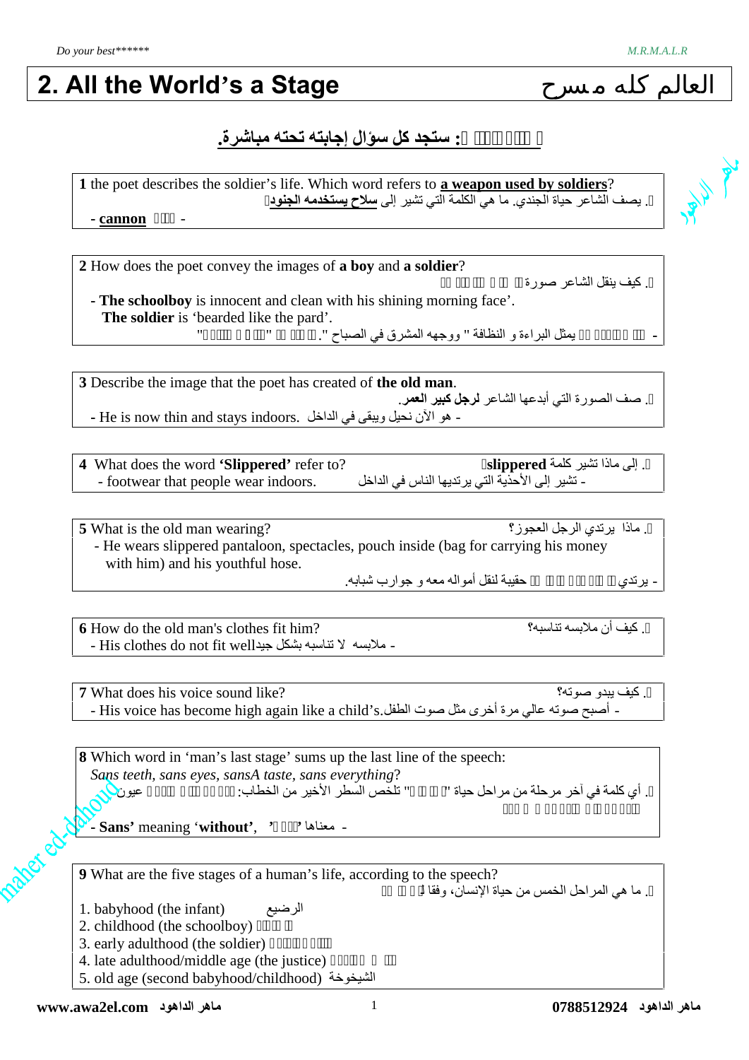# 2. All the World's a Stage — العالم كله مسرح

**: ستجد كل سؤال إجابته تحته مباشرة.**

**1** the poet describes the soldier's life. Which word refers to **a weapon used by soldiers**?

. يصف الشاعر حياة الجندي. ما هي الكلمة التي تشير إلى **سلاح يستخدمه الجنود**

- **cannon** -

---

**2** How does the poet convey the images of **a boy** and **a soldier**?

. كيف ينقل الشاعر صورة

- **The schoolboy** is innocent and clean with his shining morning face'.
  **The soldier** is 'bearded like the pard'.

- يمثل البراءة و النظافة " ووجهه المشرق في الصباح ".

---

**3** Describe the image that the poet has created of **the old man**.

. صف الصورة التي أبدعها الشاعر **لرجل كبير العمر**.

- He is now thin and stays indoors. - هو الآن نحيل ويبقى في الداخل

---

**4** What does the word **'Slippered'** refer to? . إلى ماذا تشير كلمة **slippered**

- footwear that people wear indoors. - تشير إلى الأحذية التي يرتديها الناس في الداخل

---

**5** What is the old man wearing? . ماذا يرتدي الرجل العجوز؟

- He wears slippered pantaloon, spectacles, pouch inside (bag for carrying his money with him) and his youthful hose.

- يرتدي حقيبة لنقل أمواله معه و جوارب شبابه.

---

**6** How do the old man's clothes fit him? . كيف أن ملابسه تناسبه؟

- His clothes do not fit well - ملابسه لا تناسبه بشكل جيد

---

**7** What does his voice sound like? . كيف يبدو صوته؟

- His voice has become high again like a child's. - أصبح صوته عالي مرة أخرى مثل صوت الطفل

---

**8** Which word in 'man's last stage' sums up the last line of the speech:

*Sans teeth, sans eyes, sansA taste, sans everything*?

. أي كلمة في آخر مرحلة من مراحل حياة "" تلخص السطر الأخير من الخطاب: عيون

- **Sans'** meaning '**without**', ' ' معناها -

---

**9** What are the five stages of a human's life, according to the speech?

. ما هي المراحل الخمس من حياة الإنسان، وفقا

1. babyhood (the infant) الرضيع
2. childhood (the schoolboy)
3. early adulthood (the soldier)
4. late adulthood/middle age (the justice)
5. old age (second babyhood/childhood) الشيخوخة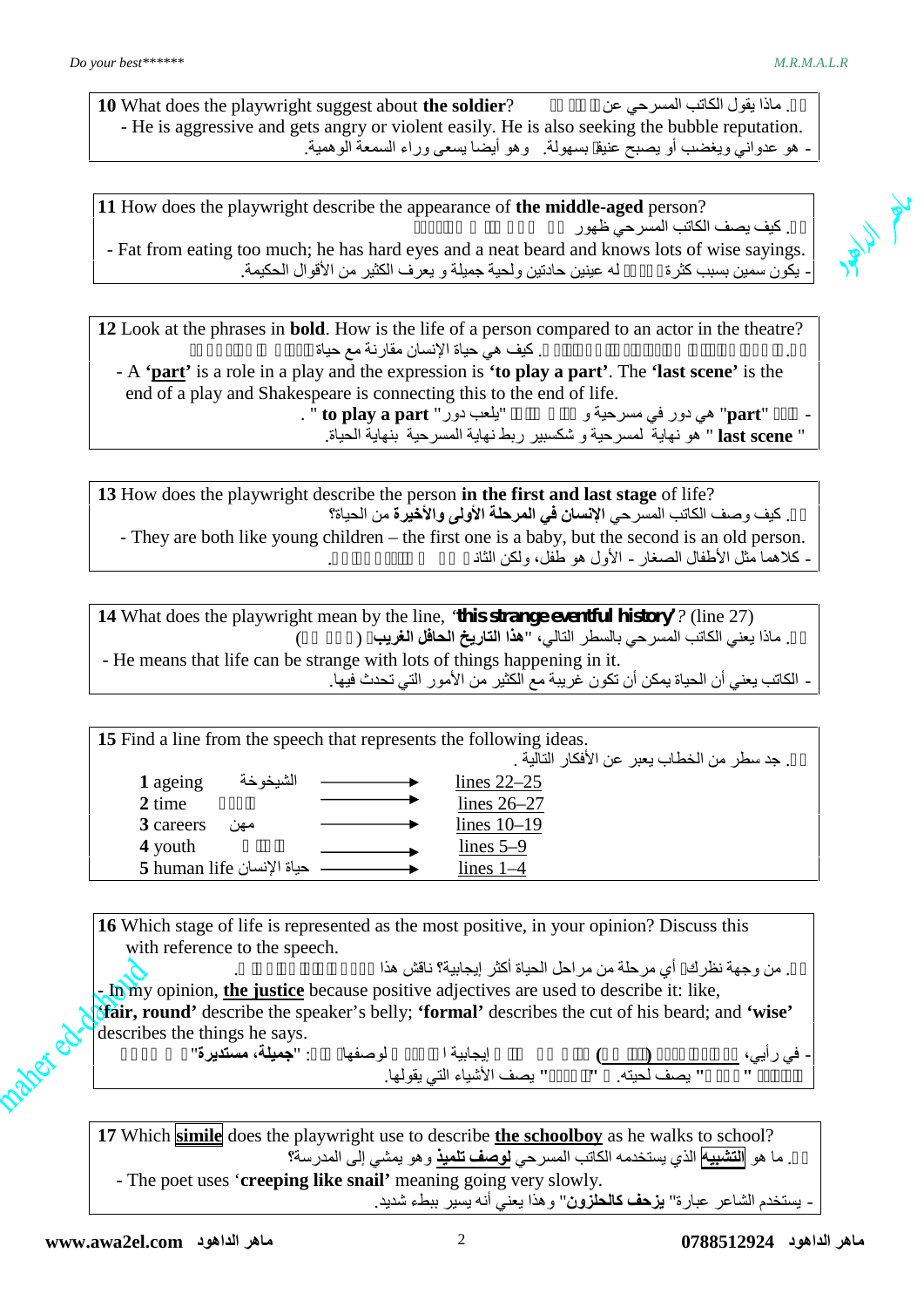**10** What does the playwright suggest about **the soldier**? ١٠. ماذا يقول الكاتب المسرحي عن الجندي؟

- He is aggressive and gets angry or violent easily. He is also seeking the bubble reputation.
- هو عدواني ويغضب أو يصبح عنيفا بسهولة. وهو أيضا يسعى وراء السمعة الوهمية.

**11** How does the playwright describe the appearance of **the middle-aged** person?

١١. كيف يصف الكاتب المسرحي ظهور الشخص في منتصف العمر؟

- Fat from eating too much; he has hard eyes and a neat beard and knows lots of wise sayings.
- يكون سمين بسبب كثرة الأكل له عينين حادتين ولحية جميلة و يعرف الكثير من الأقوال الحكيمة.

**12** Look at the phrases in **bold**. How is the life of a person compared to an actor in the theatre?

١٢. انظر إلى العبارات المكتوبة بالخط العريض. كيف هي حياة الإنسان مقارنة مع حياة الممثل في المسرح؟

- A **'part'** is a role in a play and the expression is **'to play a part'**. The **'last scene'** is the end of a play and Shakespeare is connecting this to the end of life.
- "part" هي دور في مسرحية و التعبير "يلعب دور" **to play a part** ". " **last scene** " هو نهاية لمسرحية و شكسبير ربط نهاية المسرحية بنهاية الحياة.

**13** How does the playwright describe the person **in the first and last stage** of life?

١٣. كيف وصف الكاتب المسرحي **الإنسان في المرحلة الأولى والأخيرة** من الحياة؟

- They are both like young children – the first one is a baby, but the second is an old person.
- كلاهما مثل الأطفال الصغار - الأول هو طفل، ولكن الثاني هو شخص عجوز.

**14** What does the playwright mean by the line, '**this strange eventful history**'? (line 27)

١٤. ماذا يعني الكاتب المسرحي بالسطر التالي، "**هذا التاريخ الحافل الغريب**" (سطر ٢٧)

- He means that life can be strange with lots of things happening in it.
- الكاتب يعني أن الحياة يمكن أن تكون غريبة مع الكثير من الأمور التي تحدث فيها.

**15** Find a line from the speech that represents the following ideas.

١٥. جد سطر من الخطاب يعبر عن الأفكار التالية .

| | | |
|---|---|---|
| **1** ageing الشيخوخة | → | lines 22–25 |
| **2** time الوقت | → | lines 26–27 |
| **3** careers مهن | → | lines 10–19 |
| **4** youth الشباب | → | lines 5–9 |
| **5** human life حياة الإنسان | → | lines 1–4 |

**16** Which stage of life is represented as the most positive, in your opinion? Discuss this with reference to the speech.

١٦. من وجهة نظرك أي مرحلة من مراحل الحياة أكثر إيجابية؟ ناقش هذا مع الرجوع إلى الخطاب.

- In my opinion, **the justice** because positive adjectives are used to describe it: like, **'fair, round'** describe the speaker's belly; **'formal'** describes the cut of his beard; and **'wise'** describes the things he says.
- في رأيي، القاضي لأن الصفات إيجابية استخدمت لوصفها مثل: "**جميلة، مستديرة**" تصف بطنه؛ "رسمي" يصف لحيته. و "حكيم" يصف الأشياء التي يقولها.

**17** Which **simile** does the playwright use to describe **the schoolboy** as he walks to school?

١٧. ما هو **التشبيه** الذي يستخدمه الكاتب المسرحي **لوصف تلميذ** وهو يمشي إلى المدرسة؟

- The poet uses '**creeping like snail**' meaning going very slowly.
- يستخدم الشاعر عبارة" **يزحف كالحلزون**" وهذا يعني أنه يسير ببطء شديد.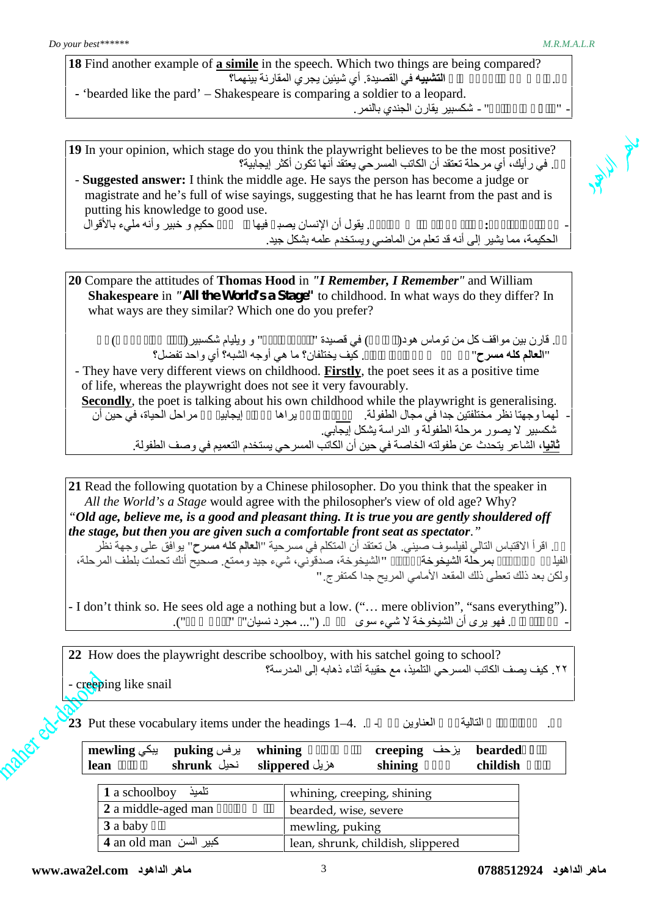**18** Find another example of **a simile** in the speech. Which two things are being compared?
١٨. أوجد مثالاً آخر على **التشبيه** في القصيدة. أي شيئين يجري المقارنة بينهما؟

- 'bearded like the pard' – Shakespeare is comparing a soldier to a leopard.
- "ملتحي كالنمر" - شكسبير يقارن الجندي بالنمر.

**19** In your opinion, which stage do you think the playwright believes to be the most positive?
١٩. في رأيك، أي مرحلة تعتقد أن الكاتب المسرحي يعتقد أنها تكون أكثر إيجابية؟

- **Suggested answer:** I think the middle age. He says the person has become a judge or magistrate and he's full of wise sayings, suggesting that he has learnt from the past and is putting his knowledge to good use.
- **الإجابة المقترحة:** أعتقد مرحلة منتصف العمر. يقول أن الإنسان يصبح فيها قاضياً حكيم و خبير وأنه مليء بالأقوال الحكيمة، مما يشير إلى أنه قد تعلم من الماضي ويستخدم علمه بشكل جيد.

**20** Compare the attitudes of **Thomas Hood** in *"I Remember, I Remember"* and William **Shakespeare** in *"All the World's a Stage"* to childhood. In what ways do they differ? In what ways are they similar? Which one do you prefer?

٢٠. قارن بين مواقف كل من توماس هود(الشاعر) في قصيدة "أتذكر، أتذكر" و ويليام شكسبير(الكاتب المسرحي) في "**العالم كله مسرح**" من مرحلة الطفولة. كيف يختلفان؟ ما هي أوجه الشبه؟ أي واحد تفضل؟

- They have very different views on childhood. **Firstly**, the poet sees it as a positive time of life, whereas the playwright does not see it very favourably.
  **Secondly**, the poet is talking about his own childhood while the playwright is generalising.
- لهما وجهتا نظر مختلفتين جدا في مجال الطفولة. أولاً، الشاعر يراها مرحلة إيجابية من مراحل الحياة، في حين أن شكسبير لا يصور مرحلة الطفولة و الدراسة بشكل إيجابي.
  **ثانيا**، الشاعر يتحدث عن طفولته الخاصة في حين أن الكاتب المسرحي يستخدم التعميم في وصف الطفولة.

**21** Read the following quotation by a Chinese philosopher. Do you think that the speaker in *All the World's a Stage* would agree with the philosopher's view of old age? Why?
*"Old age, believe me, is a good and pleasant thing. It is true you are gently shouldered off the stage, but then you are given such a comfortable front seat as spectator."*
٢١. اقرأ الاقتباس التالي لفيلسوف صيني. هل تعتقد أن المتكلم في مسرحية "**العالم كله مسرح**" يوافق على وجهة نظر الفيلسوف **بمرحلة الشيخوخة**؟ "الشيخوخة، صدقوني، شيء جيد وممتع. صحيح أنك تحملت بلطف المرحلة، ولكن بعد ذلك تعطى ذلك المقعد الأمامي المريح جدا كمتفرج."

- I don't think so. He sees old age a nothing but a low. ("… mere oblivion", "sans everything").
- لا أعتقد ذلك. فهو يرى أن الشيخوخة لا شيء سوى انحدار. ("... مجرد نسيان"، "بلا شيء").

**22** How does the playwright describe schoolboy, with his satchel going to school?
٢٢. كيف يصف الكاتب المسرحي التلميذ، مع حقيبة أثناء ذهابه إلى المدرسة؟

- creeping like snail

**23** Put these vocabulary items under the headings 1–4. ٢٣. ضع المفردات التالية تحت العناوين ١-٤.

| | | | | |
|---|---|---|---|---|
| **mewling** يبكي | **puking** يرفس | **whining** يتذمر | **creeping** يزحف | **bearded** ملتحي |
| **lean** نحيف | **shrunk** نحيل | **slippered** هزيل | **shining** لامع | **childish** طفولي |

| | |
|---|---|
| **1** a schoolboy تلميذ | whining, creeping, shining |
| **2** a middle-aged man رجل متوسط العمر | bearded, wise, severe |
| **3** a baby طفل | mewling, puking |
| **4** an old man كبير السن | lean, shrunk, childish, slippered |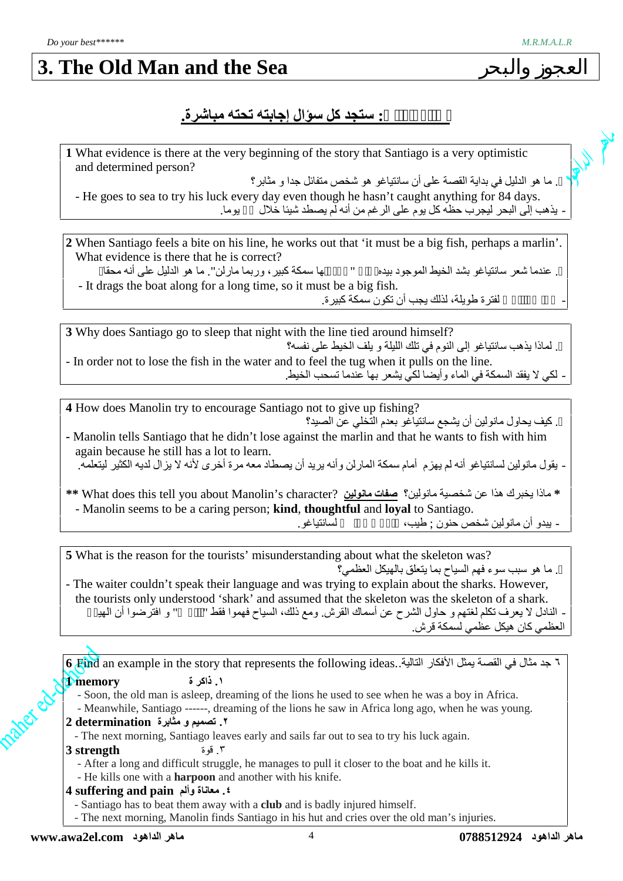# 3. The Old Man and the Sea العجوز والبحر

## : ستجد كل سؤال إجابته تحته مباشرة.

**1** What evidence is there at the very beginning of the story that Santiago is a very optimistic and determined person?

١. ما هو الدليل في بداية القصة على أن سانتياغو هو شخص متفائل جدا و مثابر؟

- He goes to sea to try his luck every day even though he hasn't caught anything for 84 days.

- يذهب إلى البحر ليجرب حظه كل يوم على الرغم من أنه لم يصطد شيئا خلال ٨٤ يوما.

**2** When Santiago feels a bite on his line, he works out that 'it must be a big fish, perhaps a marlin'. What evidence is there that he is correct?

٢. عندما شعر سانتياغو بشد الخيط الموجود بيده "إنها سمكة كبير، وربما مارلن". ما هو الدليل على أنه محق؟

- It drags the boat along for a long time, so it must be a big fish.

- إنها تسحب القارب لفترة طويلة، لذلك يجب أن تكون سمكة كبيرة.

**3** Why does Santiago go to sleep that night with the line tied around himself?

٣. لماذا يذهب سانتياغو إلى النوم في تلك الليلة و يلف الخيط على نفسه؟

- In order not to lose the fish in the water and to feel the tug when it pulls on the line.

- لكي لا يفقد السمكة في الماء وأيضا لكي يشعر بها عندما تسحب الخيط.

**4** How does Manolin try to encourage Santiago not to give up fishing?

٤. كيف يحاول مانولين أن يشجع سانتياغو بعدم التخلي عن الصيد؟

- Manolin tells Santiago that he didn't lose against the marlin and that he wants to fish with him again because he still has a lot to learn.

- يقول مانولين لسانتياغو أنه لم يهزم أمام سمكة المارلن وأنه يريد أن يصطاد معه مرة أخرى لأنه لا يزال لديه الكثير ليتعلمه.

** What does this tell you about Manolin's character? **صفات مانولين**؟ * ماذا يخبرك هذا عن شخصية مانولين؟

- Manolin seems to be a caring person; **kind**, **thoughtful** and **loyal** to Santiago.

- يبدو أن مانولين شخص حنون ; طيب، مراعٍ ومخلص لسانتياغو.

**5** What is the reason for the tourists' misunderstanding about what the skeleton was?

٥. ما هو سبب سوء فهم السياح بما يتعلق بالهيكل العظمي؟

- The waiter couldn't speak their language and was trying to explain about the sharks. However, the tourists only understood 'shark' and assumed that the skeleton was the skeleton of a shark.

- النادل لا يعرف تكلم لغتهم و حاول الشرح عن أسماك القرش. ومع ذلك، السياح فهموا فقط "قرش" و افترضوا أن الهيكل العظمي كان هيكل عظمي لسمكة قرش.

**6** Find an example in the story that represents the following ideas. ٦ جد مثال في القصة يمثل الأفكار التالية.

**1 memory** ١. ذاكرة

- Soon, the old man is asleep, dreaming of the lions he used to see when he was a boy in Africa.
- Meanwhile, Santiago ------, dreaming of the lions he saw in Africa long ago, when he was young.

**2 determination** ٢. تصميم و مثابرة

- The next morning, Santiago leaves early and sails far out to sea to try his luck again.

**3 strength** ٣. قوة

- After a long and difficult struggle, he manages to pull it closer to the boat and he kills it.
- He kills one with a **harpoon** and another with his knife.

**4 suffering and pain** ٤. معاناة وألم

- Santiago has to beat them away with a **club** and is badly injured himself.
- The next morning, Manolin finds Santiago in his hut and cries over the old man's injuries.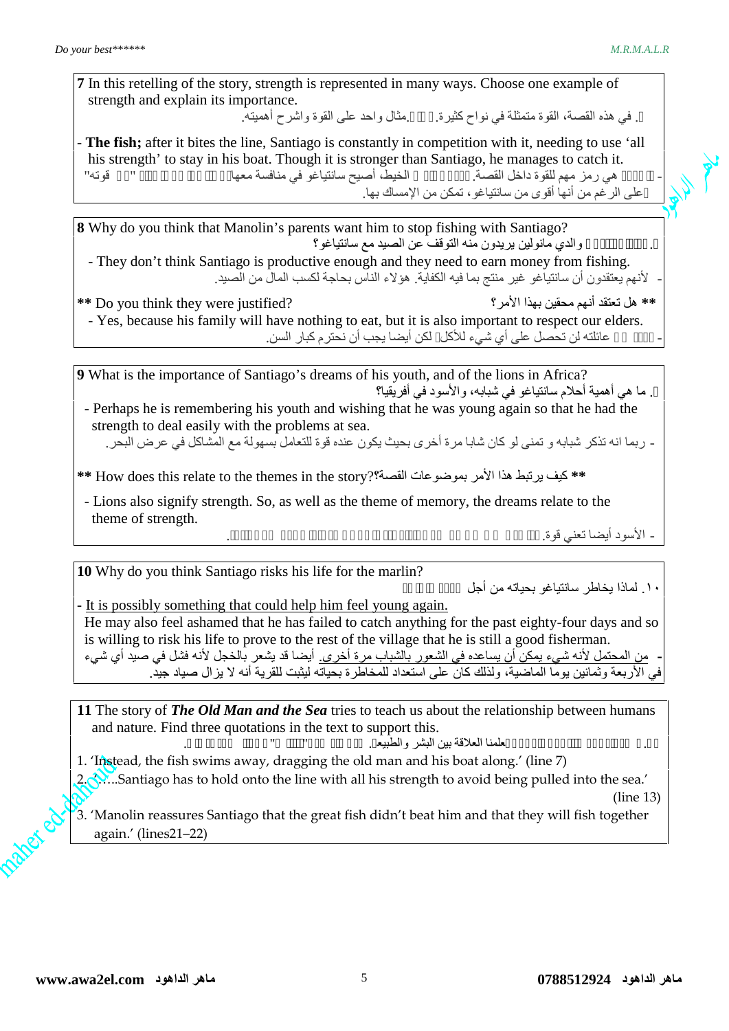**7** In this retelling of the story, strength is represented in many ways. Choose one example of strength and explain its importance.

٧. في هذه القصة، القوة متمثلة في نواح كثيرة. اختر مثال واحد على القوة واشرح أهميته.

- **The fish;** after it bites the line, Santiago is constantly in competition with it, needing to use 'all his strength' to stay in his boat. Though it is stronger than Santiago, he manages to catch it.

- السمكة هي رمز مهم للقوة داخل القصة. بعد أن عضت الخيط، أصبح سانتياغو في منافسة معها مستخدماً "كل قوته" وعلى الرغم من أنها أقوى من سانتياغو، تمكن من الإمساك بها.

**8** Why do you think that Manolin's parents want him to stop fishing with Santiago?

٨. لماذا تعتقد أن والدي مانولين يريدون منه التوقف عن الصيد مع سانتياغو؟

- They don't think Santiago is productive enough and they need to earn money from fishing.

- لأنهم يعتقدون أن سانتياغو غير منتج بما فيه الكفاية. هؤلاء الناس بحاجة لكسب المال من الصيد.

**** Do you think they were justified?

** هل تعتقد أنهم محقين بهذا الأمر؟

- Yes, because his family will have nothing to eat, but it is also important to respect our elders.

- نعم، لأن عائلته لن تحصل على أي شيء للأكل، لكن أيضا يجب أن نحترم كبار السن.

**9** What is the importance of Santiago's dreams of his youth, and of the lions in Africa?

٩. ما هي أهمية أحلام سانتياغو في شبابه، والأسود في أفريقيا؟

- Perhaps he is remembering his youth and wishing that he was young again so that he had the strength to deal easily with the problems at sea.

- ربما انه تذكر شبابه و تمنى لو كان شابا مرة أخرى بحيث يكون عنده قوة للتعامل بسهولة مع المشاكل في عرض البحر.

**** How does this relate to the themes in the story? ** كيف يرتبط هذا الأمر بموضوعات القصة؟

- Lions also signify strength. So, as well as the theme of memory, the dreams relate to the theme of strength.

- الأسود أيضا تعني قوة. لذا فإن الأحلام ترتبط بموضوع القوة، بالإضافة إلى موضوع الذاكرة.

**10** Why do you think Santiago risks his life for the marlin?

١٠. لماذا يخاطر سانتياغو بحياته من أجل سمكة المرلين؟

- It is possibly something that could help him feel young again.

He may also feel ashamed that he has failed to catch anything for the past eighty-four days and so is willing to risk his life to prove to the rest of the village that he is still a good fisherman.

- من المحتمل لأنه شيء يمكن أن يساعده في الشعور بالشباب مرة أخرى. أيضا قد يشعر بالخجل لأنه فشل في صيد أي شيء في الأربعة وثمانين يوما الماضية، ولذلك كان على استعداد للمخاطرة بحياته ليثبت للقرية أنه لا يزال صياد جيد.

**11** The story of ***The Old Man and the Sea*** tries to teach us about the relationship between humans and nature. Find three quotations in the text to support this.

١١. تحاول قصة "الشيخ والبحر" أن تعلمنا العلاقة بين البشر والطبيعة. جد ثلاثة اقتباسات من النص تدعم ذلك.

1. 'Instead, the fish swims away, dragging the old man and his boat along.' (line 7)
2. '.....Santiago has to hold onto the line with all his strength to avoid being pulled into the sea.' (line 13)
3. 'Manolin reassures Santiago that the great fish didn't beat him and that they will fish together again.' (lines21–22)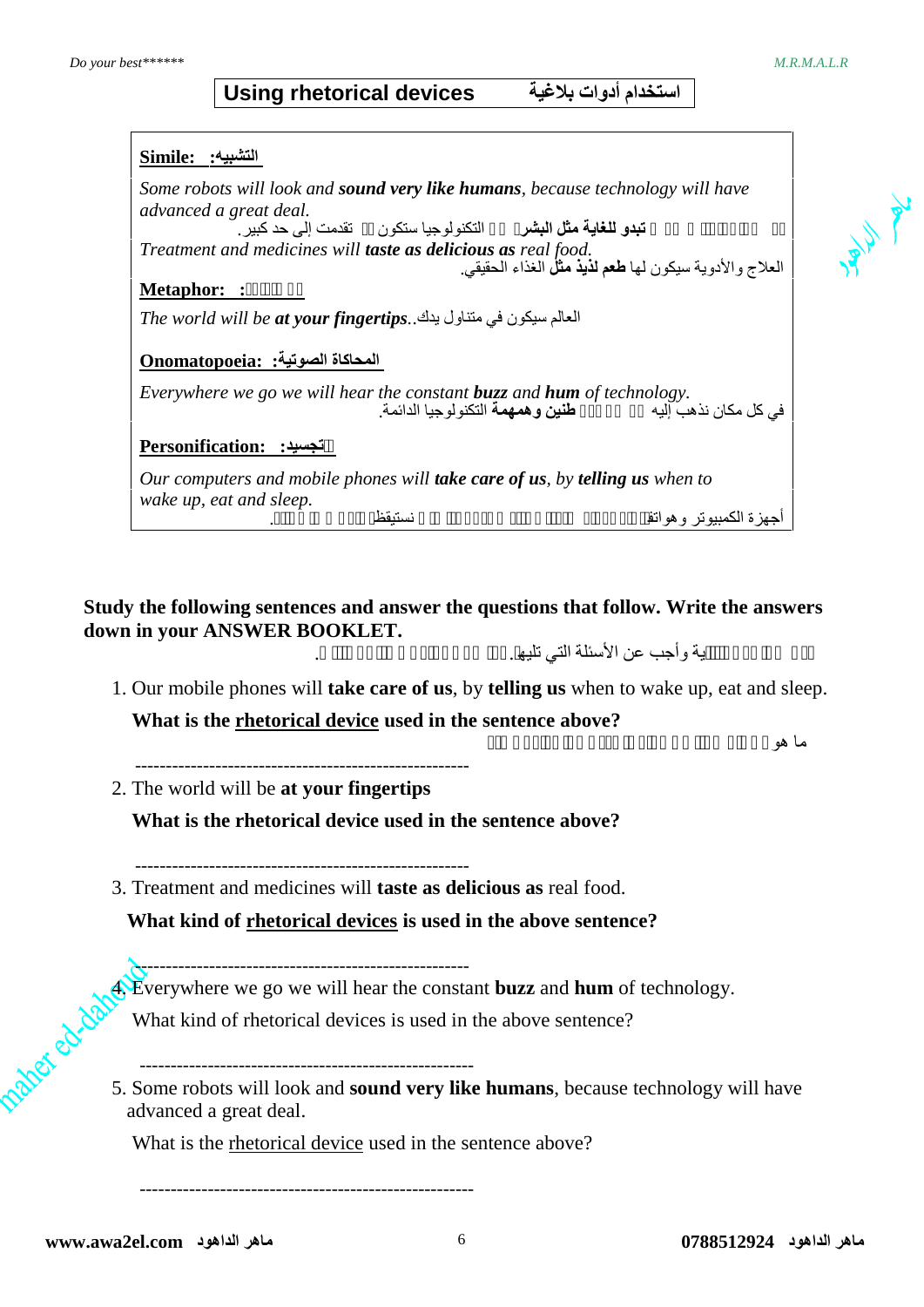# Using rhetorical devices استخدام أدوات بلاغية

**Simile: التشبيه:**

*Some robots will look and* ***sound very like humans****, because technology will have advanced a great deal.*

بعض الروبوتات **تبدو للغاية مثل البشر**، لأن التكنولوجيا ستكون قد تقدمت إلى حد كبير.

*Treatment and medicines will* ***taste as delicious as*** *real food.*

العلاج والأدوية سيكون لها **طعم لذيذ مثل** الغذاء الحقيقي.

**Metaphor: الاستعارة:**

*The world will be* ***at your fingertips****.*.العالم سيكون في متناول يدك

**Onomatopoeia: المحاكاة الصوتية:**

*Everywhere we go we will hear the constant* ***buzz*** *and* ***hum*** *of technology.*

في كل مكان نذهب إليه سوف نسمع **طنين وهمهمة** التكنولوجيا الدائمة.

**Personification: التجسيد:**

*Our computers and mobile phones will* ***take care of us****, by* ***telling us*** *when to wake up, eat and sleep.*

أجهزة الكمبيوتر وهواتفنا المحمولة سوف تعتني بنا، من خلال إخبارنا متى نستيقظ ونأكل وننام.

**Study the following sentences and answer the questions that follow. Write the answers down in your ANSWER BOOKLET.**

ادرس الجمل التالية وأجب عن الأسئلة التي تليها. اكتب الإجابات في دفتر الإجابة.

1. Our mobile phones will **take care of us**, by **telling us** when to wake up, eat and sleep.

   **What is the rhetorical device used in the sentence above?**

   ما هي الأداة البلاغية المستخدمة في الجملة أعلاه؟

   ------------------------------------------------------

2. The world will be **at your fingertips**

   **What is the rhetorical device used in the sentence above?**

   ------------------------------------------------------

3. Treatment and medicines will **taste as delicious as** real food.

   **What kind of rhetorical devices is used in the above sentence?**

   ------------------------------------------------------

4. Everywhere we go we will hear the constant **buzz** and **hum** of technology.

   What kind of rhetorical devices is used in the above sentence?

   ------------------------------------------------------

5. Some robots will look and **sound very like humans**, because technology will have advanced a great deal.

   What is the rhetorical device used in the sentence above?

   ------------------------------------------------------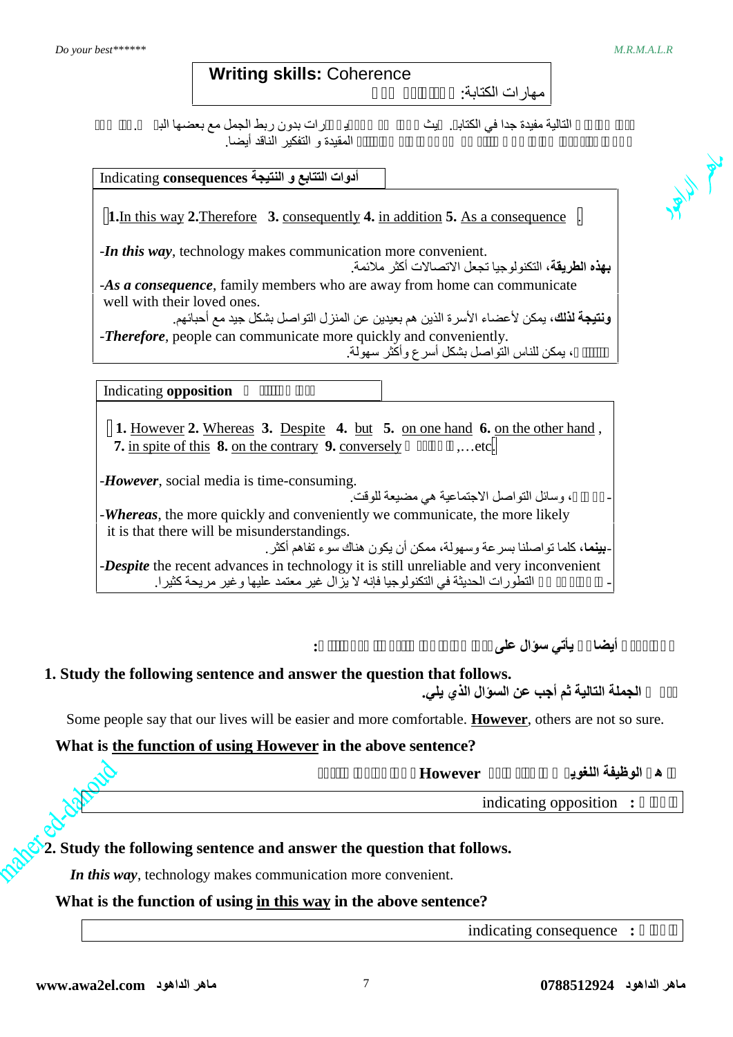# Writing skills: Coherence

مهارات الكتابة:

التالية مفيدة جدا في الكتابة. يث رات بدون ربط الجمل مع بعضها البـ
المقيدة و التفكير الناقد أيضا.

## Indicating **consequences** أدوات التتابع و النتيجة

**1.** In this way **2.** Therefore **3.** consequently **4.** in addition **5.** As a consequence

-*In this way*, technology makes communication more convenient.
**بهذه الطريقة**، التكنولوجيا تجعل الاتصالات أكثر ملائمة.

-*As a consequence*, family members who are away from home can communicate well with their loved ones.
**ونتيجة لذلك**، يمكن لأعضاء الأسرة الذين هم بعيدين عن المنزل التواصل بشكل جيد مع أحبائهم.

-*Therefore*, people can communicate more quickly and conveniently.
، يمكن للناس التواصل بشكل أسرع وأكثر سهولة.

## Indicating **opposition**

**1.** However **2.** Whereas **3.** Despite **4.** but **5.** on one hand **6.** on the other hand , **7.** in spite of this **8.** on the contrary **9.** conversely ,…etc.

-*However*, social media is time-consuming.
-، وسائل التواصل الاجتماعية هي مضيعة للوقت.

-*Whereas*, the more quickly and conveniently we communicate, the more likely it is that there will be misunderstandings.
-**بينما**، كلما تواصلنا بسرعة وسهولة، ممكن أن يكون هناك سوء تفاهم أكثر.

-*Despite* the recent advances in technology it is still unreliable and very inconvenient
- التطورات الحديثة في التكنولوجيا فإنه لا يزال غير معتمد عليها وغير مريحة كثيرا.

**أيضا يأتي سؤال على :**

**1. Study the following sentence and answer the question that follows.**
**الجملة التالية ثم أجب عن السؤال الذي يلي.**

Some people say that our lives will be easier and more comfortable. **However**, others are not so sure.

**What is the function of using However in the above sentence?**

**ما الوظيفة اللغوية However**

| |
|---|
| indicating opposition **:** |

**2. Study the following sentence and answer the question that follows.**

*In this way*, technology makes communication more convenient.

**What is the function of using in this way in the above sentence?**

| |
|---|
| indicating consequence **:** |